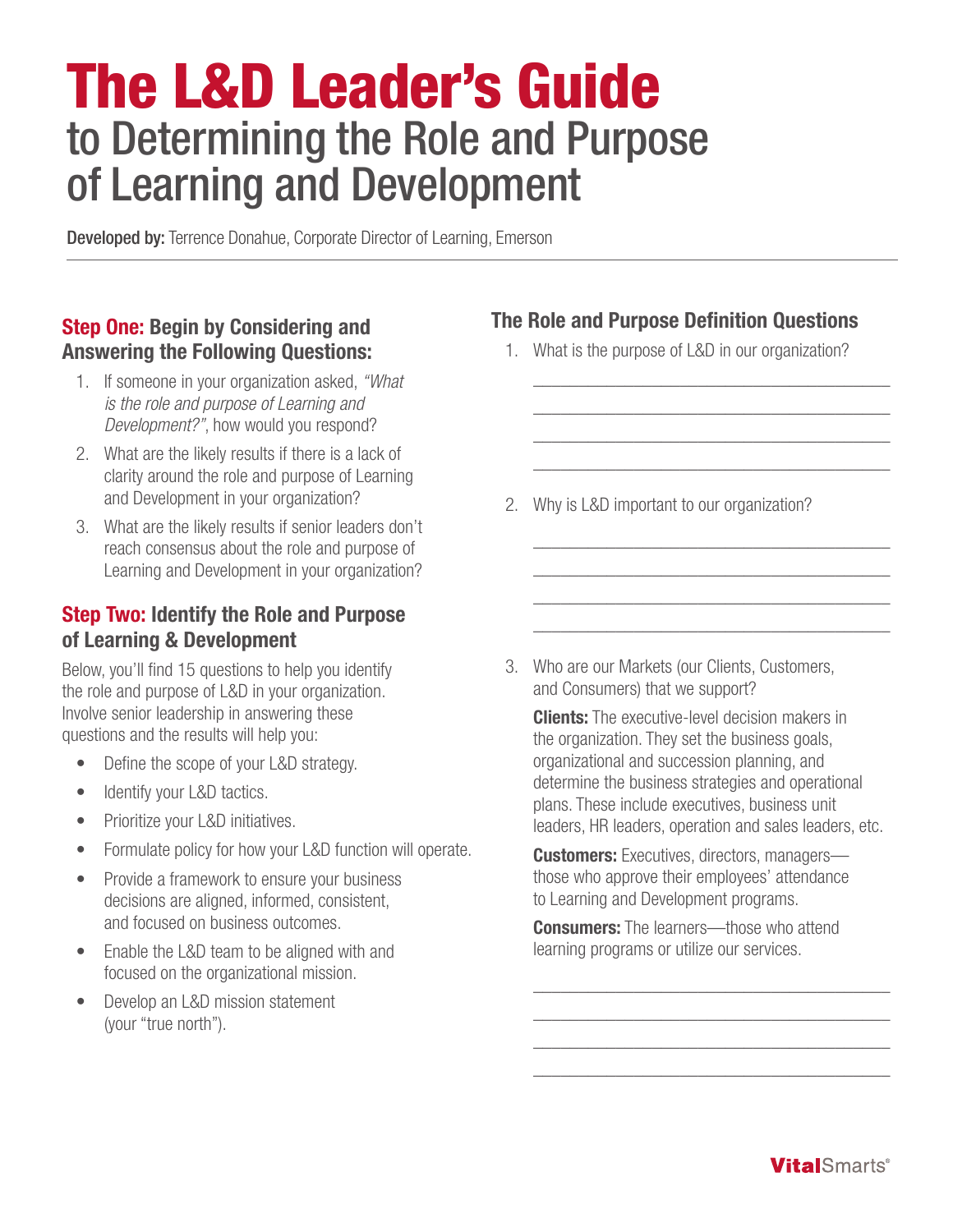# The L&D Leader's Guide

## to Determining the Role and Purpose of Learning and Development

**Developed by:** Terrence Donahue, Corporate Director of Learning, Emerson

---

### Step One: Begin by Considering and Answering the Following Questions:

1. If someone in your organization asked, *"What is the role and purpose of Learning and Development?"*, how would you respond?
2. What are the likely results if there is a lack of clarity around the role and purpose of Learning and Development in your organization?
3. What are the likely results if senior leaders don't reach consensus about the role and purpose of Learning and Development in your organization?

### Step Two: Identify the Role and Purpose of Learning & Development

Below, you'll find 15 questions to help you identify the role and purpose of L&D in your organization. Involve senior leadership in answering these questions and the results will help you:

- Define the scope of your L&D strategy.
- Identify your L&D tactics.
- Prioritize your L&D initiatives.
- Formulate policy for how your L&D function will operate.
- Provide a framework to ensure your business decisions are aligned, informed, consistent, and focused on business outcomes.
- Enable the L&D team to be aligned with and focused on the organizational mission.
- Develop an L&D mission statement (your "true north").

### The Role and Purpose Definition Questions

1. What is the purpose of L&D in our organization?

   ______________________________________

   ______________________________________

   ______________________________________

   ______________________________________

2. Why is L&D important to our organization?

   ______________________________________

   ______________________________________

   ______________________________________

   ______________________________________

3. Who are our Markets (our Clients, Customers, and Consumers) that we support?

   **Clients:** The executive-level decision makers in the organization. They set the business goals, organizational and succession planning, and determine the business strategies and operational plans. These include executives, business unit leaders, HR leaders, operation and sales leaders, etc.

   **Customers:** Executives, directors, managers—those who approve their employees' attendance to Learning and Development programs.

   **Consumers:** The learners—those who attend learning programs or utilize our services.

   ______________________________________

   ______________________________________

   ______________________________________

   ______________________________________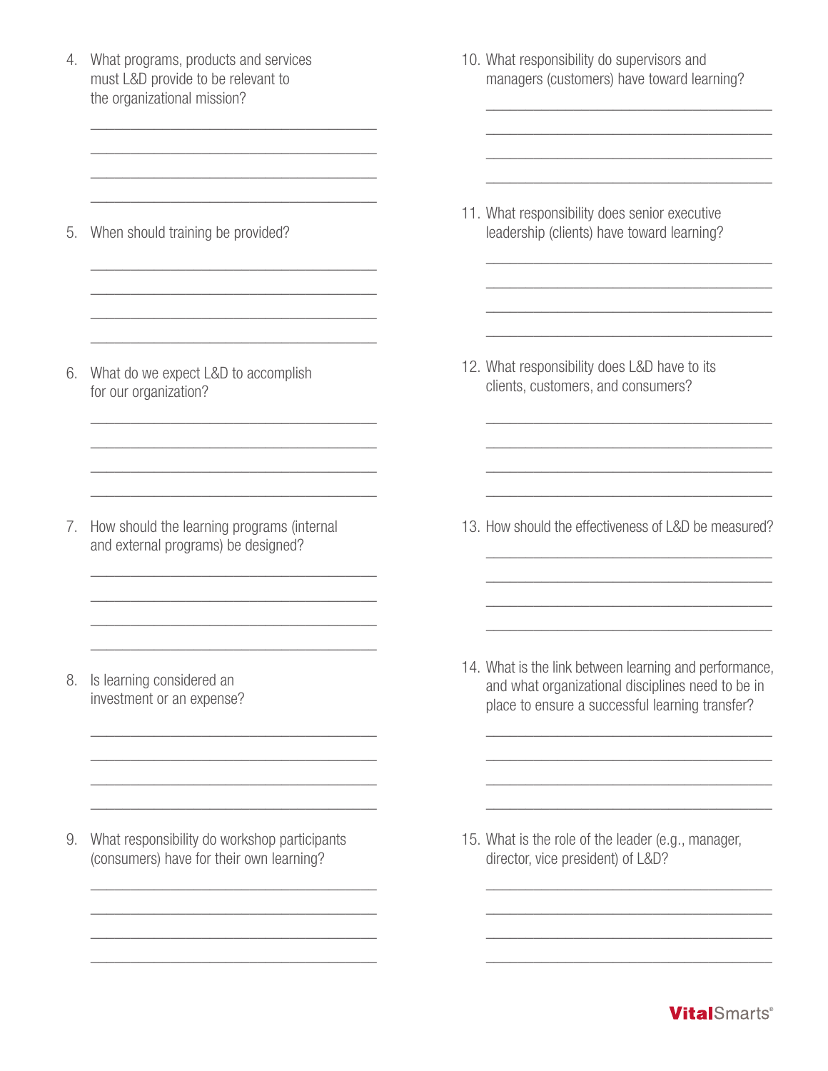4. What programs, products and services must L&D provide to be relevant to the organizational mission?

   ______________________________________
   ______________________________________
   ______________________________________
   ______________________________________

5. When should training be provided?

   ______________________________________
   ______________________________________
   ______________________________________
   ______________________________________

6. What do we expect L&D to accomplish for our organization?

   ______________________________________
   ______________________________________
   ______________________________________
   ______________________________________

7. How should the learning programs (internal and external programs) be designed?

   ______________________________________
   ______________________________________
   ______________________________________
   ______________________________________

8. Is learning considered an investment or an expense?

   ______________________________________
   ______________________________________
   ______________________________________
   ______________________________________

9. What responsibility do workshop participants (consumers) have for their own learning?

   ______________________________________
   ______________________________________
   ______________________________________
   ______________________________________

10. What responsibility do supervisors and managers (customers) have toward learning?

    ______________________________________
    ______________________________________
    ______________________________________
    ______________________________________

11. What responsibility does senior executive leadership (clients) have toward learning?

    ______________________________________
    ______________________________________
    ______________________________________
    ______________________________________

12. What responsibility does L&D have to its clients, customers, and consumers?

    ______________________________________
    ______________________________________
    ______________________________________
    ______________________________________

13. How should the effectiveness of L&D be measured?

    ______________________________________
    ______________________________________
    ______________________________________
    ______________________________________

14. What is the link between learning and performance, and what organizational disciplines need to be in place to ensure a successful learning transfer?

    ______________________________________
    ______________________________________
    ______________________________________
    ______________________________________

15. What is the role of the leader (e.g., manager, director, vice president) of L&D?

    ______________________________________
    ______________________________________
    ______________________________________
    ______________________________________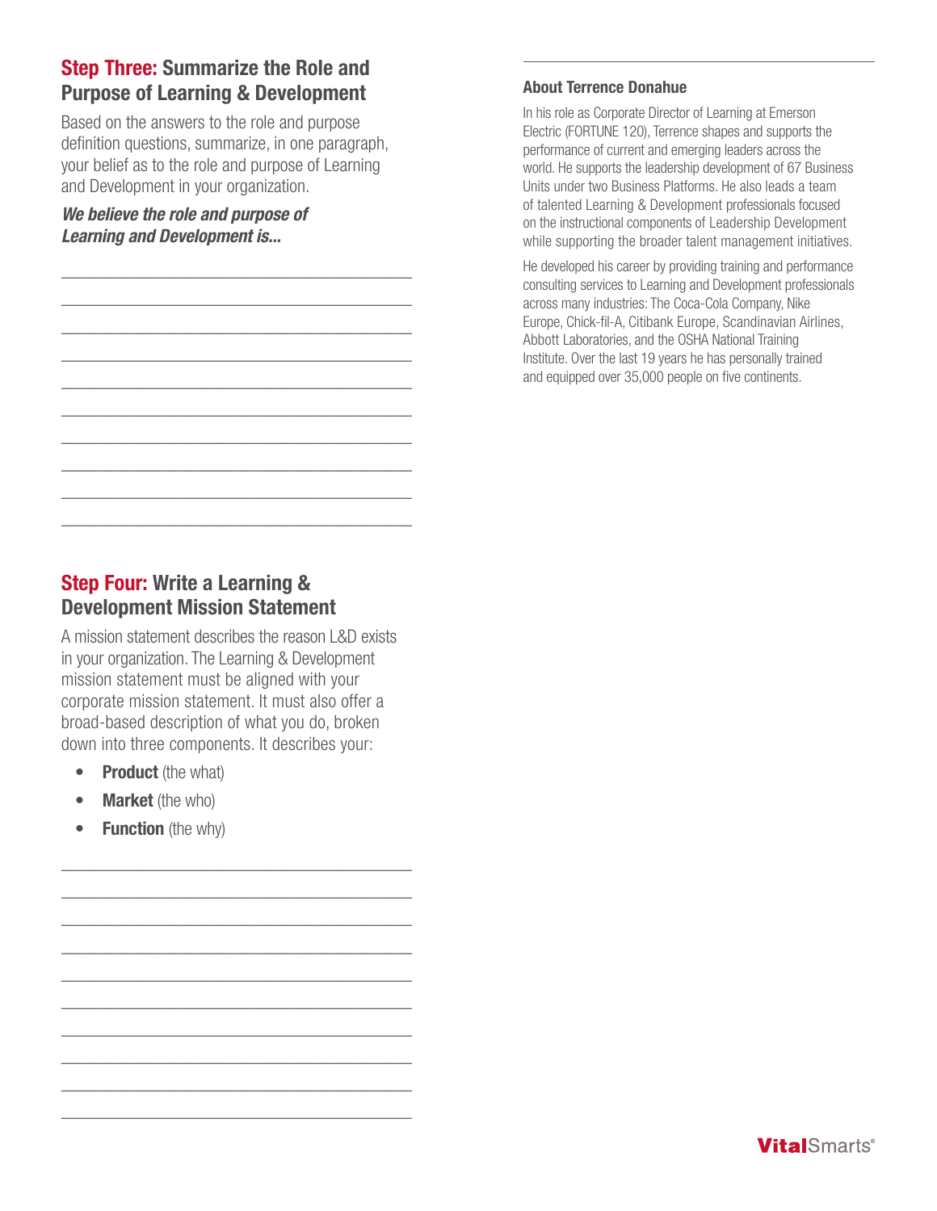## **Step Three:** Summarize the Role and Purpose of Learning & Development

Based on the answers to the role and purpose definition questions, summarize, in one paragraph, your belief as to the role and purpose of Learning and Development in your organization.

***We believe the role and purpose of Learning and Development is...***

______________________________________________

______________________________________________

______________________________________________

______________________________________________

______________________________________________

______________________________________________

______________________________________________

______________________________________________

______________________________________________

______________________________________________

## **Step Four:** Write a Learning & Development Mission Statement

A mission statement describes the reason L&D exists in your organization. The Learning & Development mission statement must be aligned with your corporate mission statement. It must also offer a broad-based description of what you do, broken down into three components. It describes your:

- **Product** (the what)
- **Market** (the who)
- **Function** (the why)

______________________________________________

______________________________________________

______________________________________________

______________________________________________

______________________________________________

______________________________________________

______________________________________________

______________________________________________

______________________________________________

______________________________________________

### About Terrence Donahue

In his role as Corporate Director of Learning at Emerson Electric (FORTUNE 120), Terrence shapes and supports the performance of current and emerging leaders across the world. He supports the leadership development of 67 Business Units under two Business Platforms. He also leads a team of talented Learning & Development professionals focused on the instructional components of Leadership Development while supporting the broader talent management initiatives.

He developed his career by providing training and performance consulting services to Learning and Development professionals across many industries: The Coca-Cola Company, Nike Europe, Chick-fil-A, Citibank Europe, Scandinavian Airlines, Abbott Laboratories, and the OSHA National Training Institute. Over the last 19 years he has personally trained and equipped over 35,000 people on five continents.

VitalSmarts®